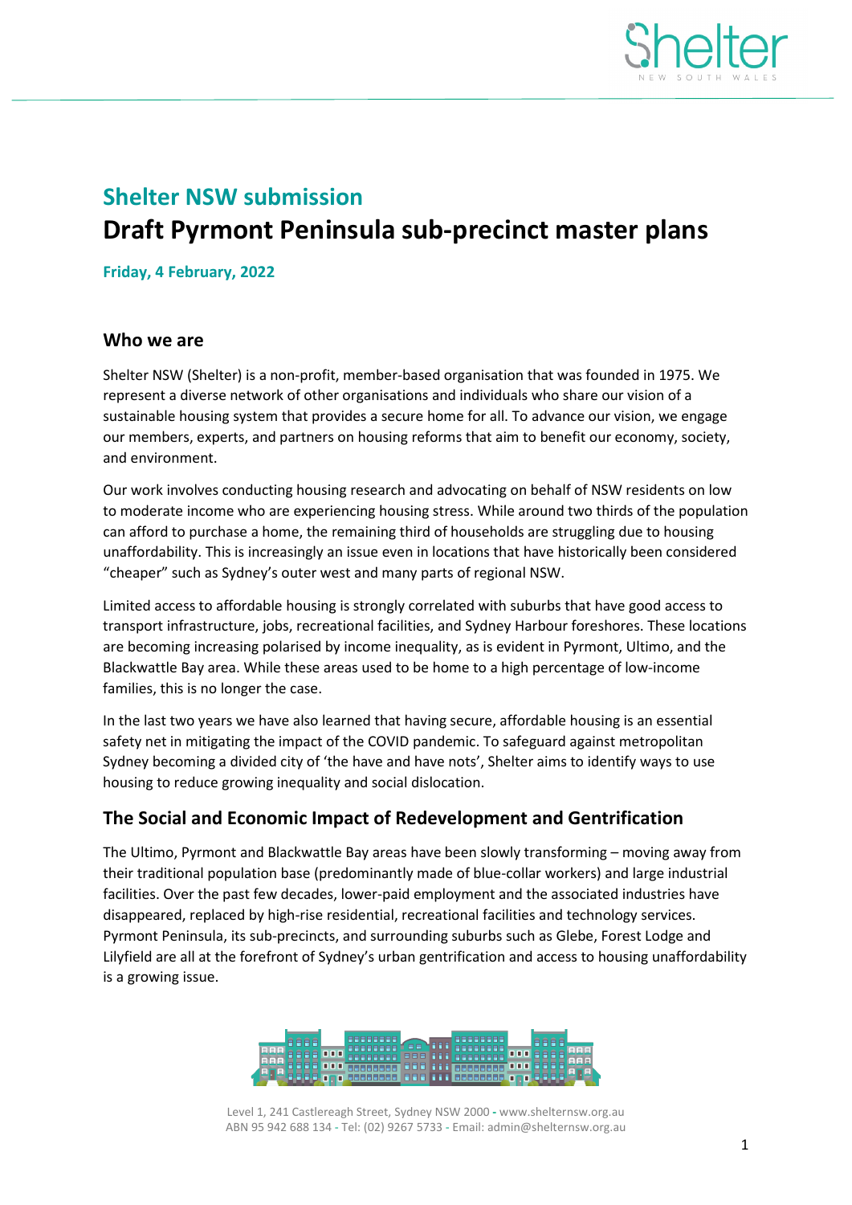# Shelter NSW submission

# Draft Pyrmont Peninsula sub-precinct master plans

**Friday, 4 February, 2022**

## Who we are

Shelter NSW (Shelter) is a non-profit, member-based organisation that was founded in 1975. We represent a diverse network of other organisations and individuals who share our vision of a sustainable housing system that provides a secure home for all. To advance our vision, we engage our members, experts, and partners on housing reforms that aim to benefit our economy, society, and environment.

Our work involves conducting housing research and advocating on behalf of NSW residents on low to moderate income who are experiencing housing stress. While around two thirds of the population can afford to purchase a home, the remaining third of households are struggling due to housing unaffordability. This is increasingly an issue even in locations that have historically been considered "cheaper" such as Sydney's outer west and many parts of regional NSW.

Limited access to affordable housing is strongly correlated with suburbs that have good access to transport infrastructure, jobs, recreational facilities, and Sydney Harbour foreshores. These locations are becoming increasing polarised by income inequality, as is evident in Pyrmont, Ultimo, and the Blackwattle Bay area. While these areas used to be home to a high percentage of low-income families, this is no longer the case.

In the last two years we have also learned that having secure, affordable housing is an essential safety net in mitigating the impact of the COVID pandemic. To safeguard against metropolitan Sydney becoming a divided city of 'the have and have nots', Shelter aims to identify ways to use housing to reduce growing inequality and social dislocation.

## The Social and Economic Impact of Redevelopment and Gentrification

The Ultimo, Pyrmont and Blackwattle Bay areas have been slowly transforming – moving away from their traditional population base (predominantly made of blue-collar workers) and large industrial facilities. Over the past few decades, lower-paid employment and the associated industries have disappeared, replaced by high-rise residential, recreational facilities and technology services. Pyrmont Peninsula, its sub-precincts, and surrounding suburbs such as Glebe, Forest Lodge and Lilyfield are all at the forefront of Sydney's urban gentrification and access to housing unaffordability is a growing issue.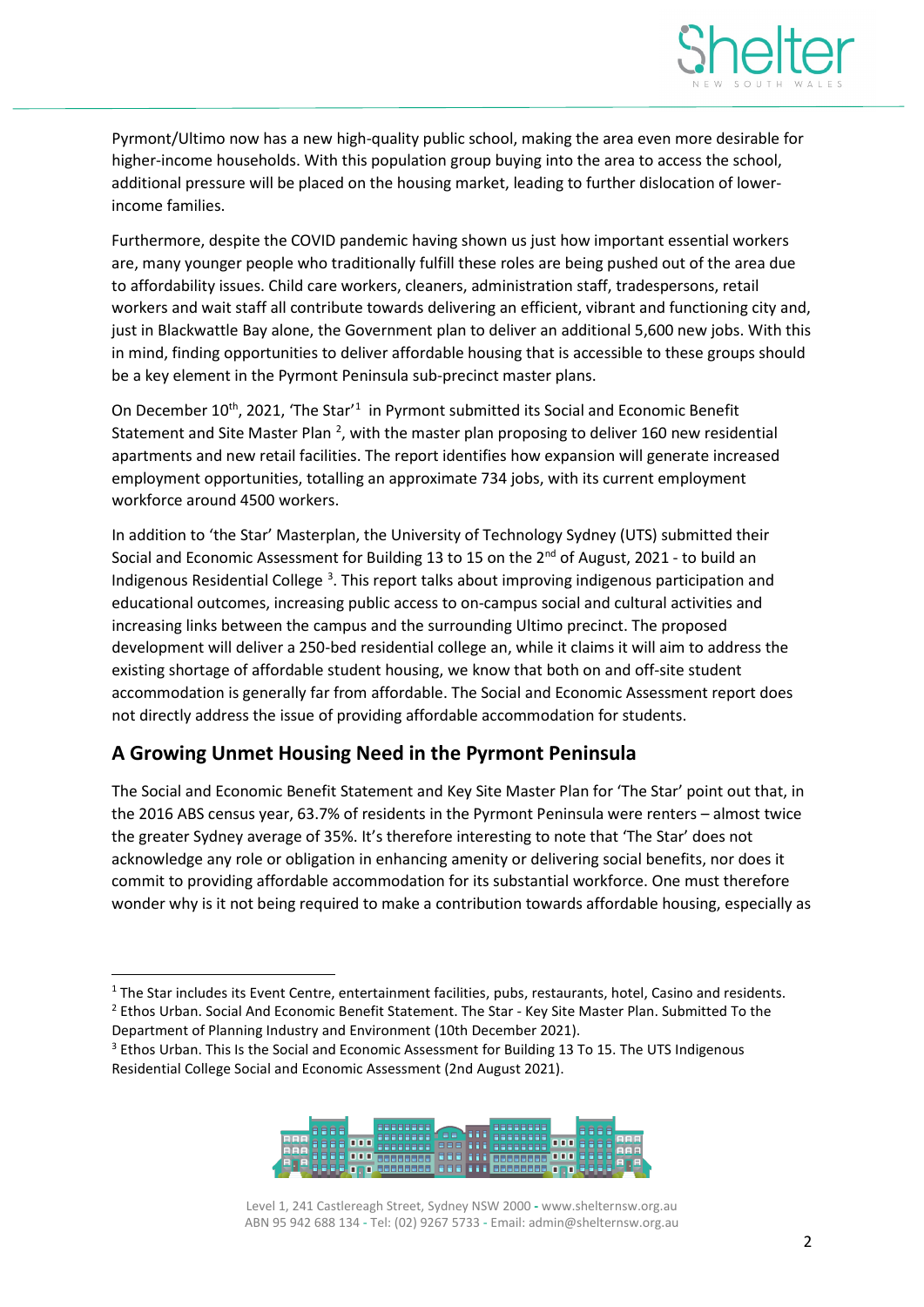Pyrmont/Ultimo now has a new high-quality public school, making the area even more desirable for higher-income households. With this population group buying into the area to access the school, additional pressure will be placed on the housing market, leading to further dislocation of lower-income families.

Furthermore, despite the COVID pandemic having shown us just how important essential workers are, many younger people who traditionally fulfill these roles are being pushed out of the area due to affordability issues. Child care workers, cleaners, administration staff, tradespersons, retail workers and wait staff all contribute towards delivering an efficient, vibrant and functioning city and, just in Blackwattle Bay alone, the Government plan to deliver an additional 5,600 new jobs. With this in mind, finding opportunities to deliver affordable housing that is accessible to these groups should be a key element in the Pyrmont Peninsula sub-precinct master plans.

On December 10th, 2021, 'The Star'[1] in Pyrmont submitted its Social and Economic Benefit Statement and Site Master Plan [2], with the master plan proposing to deliver 160 new residential apartments and new retail facilities. The report identifies how expansion will generate increased employment opportunities, totalling an approximate 734 jobs, with its current employment workforce around 4500 workers.

In addition to 'the Star' Masterplan, the University of Technology Sydney (UTS) submitted their Social and Economic Assessment for Building 13 to 15 on the 2nd of August, 2021 - to build an Indigenous Residential College [3]. This report talks about improving indigenous participation and educational outcomes, increasing public access to on-campus social and cultural activities and increasing links between the campus and the surrounding Ultimo precinct. The proposed development will deliver a 250-bed residential college an, while it claims it will aim to address the existing shortage of affordable student housing, we know that both on and off-site student accommodation is generally far from affordable. The Social and Economic Assessment report does not directly address the issue of providing affordable accommodation for students.

## A Growing Unmet Housing Need in the Pyrmont Peninsula

The Social and Economic Benefit Statement and Key Site Master Plan for 'The Star' point out that, in the 2016 ABS census year, 63.7% of residents in the Pyrmont Peninsula were renters – almost twice the greater Sydney average of 35%. It's therefore interesting to note that 'The Star' does not acknowledge any role or obligation in enhancing amenity or delivering social benefits, nor does it commit to providing affordable accommodation for its substantial workforce. One must therefore wonder why is it not being required to make a contribution towards affordable housing, especially as

---

[1] The Star includes its Event Centre, entertainment facilities, pubs, restaurants, hotel, Casino and residents.

[2] Ethos Urban. Social And Economic Benefit Statement. The Star - Key Site Master Plan. Submitted To the Department of Planning Industry and Environment (10th December 2021).

[3] Ethos Urban. This Is the Social and Economic Assessment for Building 13 To 15. The UTS Indigenous Residential College Social and Economic Assessment (2nd August 2021).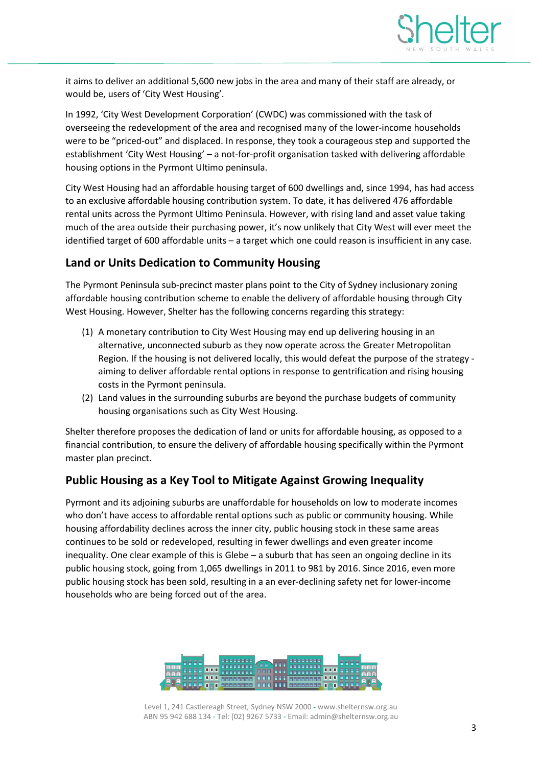it aims to deliver an additional 5,600 new jobs in the area and many of their staff are already, or would be, users of 'City West Housing'.

In 1992, 'City West Development Corporation' (CWDC) was commissioned with the task of overseeing the redevelopment of the area and recognised many of the lower-income households were to be "priced-out" and displaced. In response, they took a courageous step and supported the establishment 'City West Housing' – a not-for-profit organisation tasked with delivering affordable housing options in the Pyrmont Ultimo peninsula.

City West Housing had an affordable housing target of 600 dwellings and, since 1994, has had access to an exclusive affordable housing contribution system. To date, it has delivered 476 affordable rental units across the Pyrmont Ultimo Peninsula. However, with rising land and asset value taking much of the area outside their purchasing power, it's now unlikely that City West will ever meet the identified target of 600 affordable units – a target which one could reason is insufficient in any case.

## Land or Units Dedication to Community Housing

The Pyrmont Peninsula sub-precinct master plans point to the City of Sydney inclusionary zoning affordable housing contribution scheme to enable the delivery of affordable housing through City West Housing. However, Shelter has the following concerns regarding this strategy:

(1) A monetary contribution to City West Housing may end up delivering housing in an alternative, unconnected suburb as they now operate across the Greater Metropolitan Region. If the housing is not delivered locally, this would defeat the purpose of the strategy - aiming to deliver affordable rental options in response to gentrification and rising housing costs in the Pyrmont peninsula.

(2) Land values in the surrounding suburbs are beyond the purchase budgets of community housing organisations such as City West Housing.

Shelter therefore proposes the dedication of land or units for affordable housing, as opposed to a financial contribution, to ensure the delivery of affordable housing specifically within the Pyrmont master plan precinct.

## Public Housing as a Key Tool to Mitigate Against Growing Inequality

Pyrmont and its adjoining suburbs are unaffordable for households on low to moderate incomes who don't have access to affordable rental options such as public or community housing. While housing affordability declines across the inner city, public housing stock in these same areas continues to be sold or redeveloped, resulting in fewer dwellings and even greater income inequality. One clear example of this is Glebe – a suburb that has seen an ongoing decline in its public housing stock, going from 1,065 dwellings in 2011 to 981 by 2016. Since 2016, even more public housing stock has been sold, resulting in a an ever-declining safety net for lower-income households who are being forced out of the area.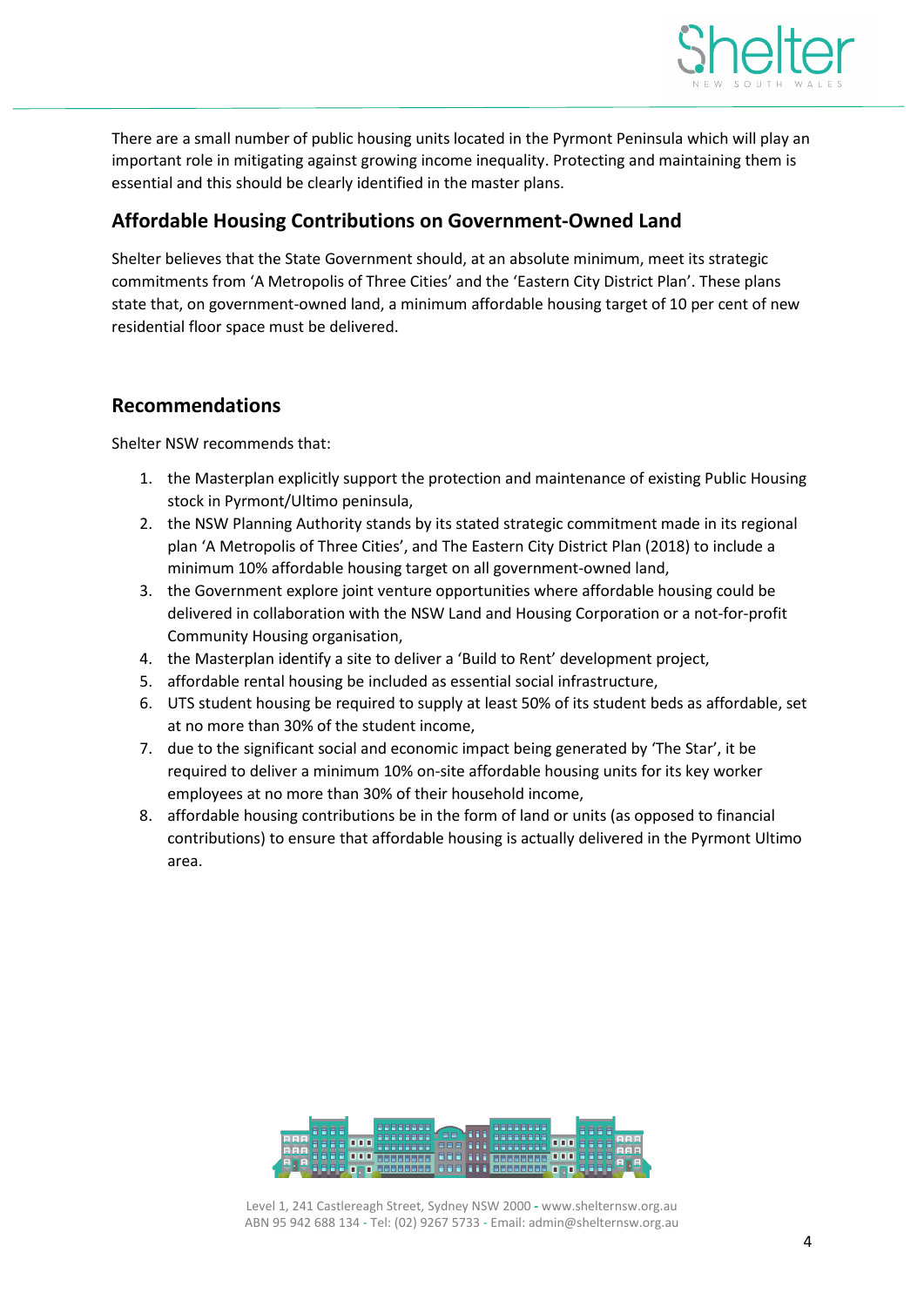There are a small number of public housing units located in the Pyrmont Peninsula which will play an important role in mitigating against growing income inequality. Protecting and maintaining them is essential and this should be clearly identified in the master plans.

## Affordable Housing Contributions on Government-Owned Land

Shelter believes that the State Government should, at an absolute minimum, meet its strategic commitments from 'A Metropolis of Three Cities' and the 'Eastern City District Plan'. These plans state that, on government-owned land, a minimum affordable housing target of 10 per cent of new residential floor space must be delivered.

## Recommendations

Shelter NSW recommends that:

1. the Masterplan explicitly support the protection and maintenance of existing Public Housing stock in Pyrmont/Ultimo peninsula,
2. the NSW Planning Authority stands by its stated strategic commitment made in its regional plan 'A Metropolis of Three Cities', and The Eastern City District Plan (2018) to include a minimum 10% affordable housing target on all government-owned land,
3. the Government explore joint venture opportunities where affordable housing could be delivered in collaboration with the NSW Land and Housing Corporation or a not-for-profit Community Housing organisation,
4. the Masterplan identify a site to deliver a 'Build to Rent' development project,
5. affordable rental housing be included as essential social infrastructure,
6. UTS student housing be required to supply at least 50% of its student beds as affordable, set at no more than 30% of the student income,
7. due to the significant social and economic impact being generated by 'The Star', it be required to deliver a minimum 10% on-site affordable housing units for its key worker employees at no more than 30% of their household income,
8. affordable housing contributions be in the form of land or units (as opposed to financial contributions) to ensure that affordable housing is actually delivered in the Pyrmont Ultimo area.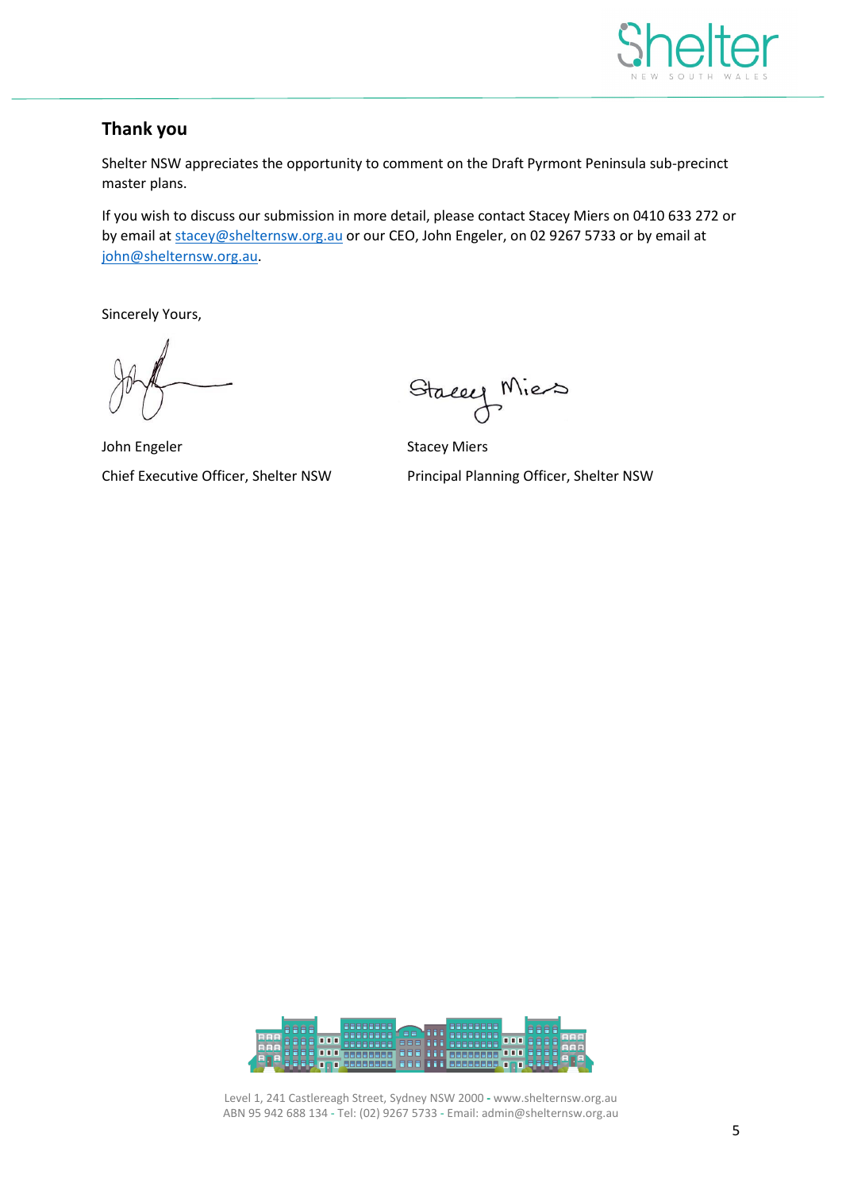## Thank you

Shelter NSW appreciates the opportunity to comment on the Draft Pyrmont Peninsula sub-precinct master plans.

If you wish to discuss our submission in more detail, please contact Stacey Miers on 0410 633 272 or by email at stacey@shelternsw.org.au or our CEO, John Engeler, on 02 9267 5733 or by email at john@shelternsw.org.au.

Sincerely Yours,

John Engeler
Chief Executive Officer, Shelter NSW

Stacey Miers
Principal Planning Officer, Shelter NSW